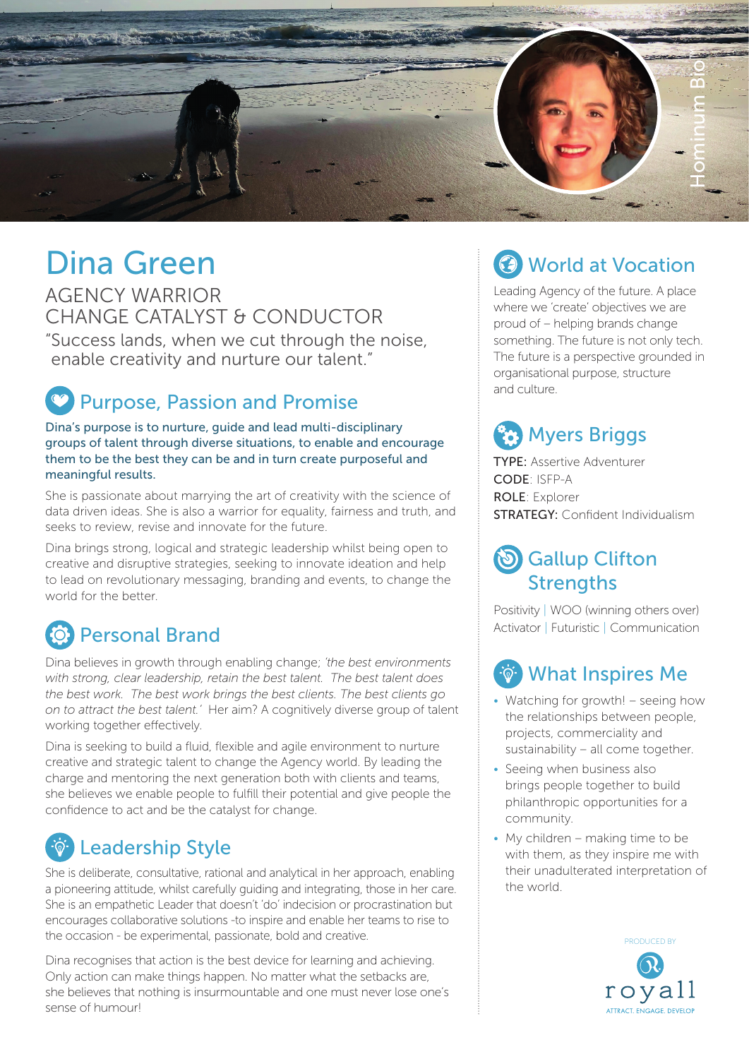Hominum Bio™

# Dina Green

AGENCY WARRIOR
CHANGE CATALYST & CONDUCTOR

"Success lands, when we cut through the noise, enable creativity and nurture our talent."

## Purpose, Passion and Promise

Dina's purpose is to nurture, guide and lead multi-disciplinary groups of talent through diverse situations, to enable and encourage them to be the best they can be and in turn create purposeful and meaningful results.

She is passionate about marrying the art of creativity with the science of data driven ideas. She is also a warrior for equality, fairness and truth, and seeks to review, revise and innovate for the future.

Dina brings strong, logical and strategic leadership whilst being open to creative and disruptive strategies, seeking to innovate ideation and help to lead on revolutionary messaging, branding and events, to change the world for the better.

## Personal Brand

Dina believes in growth through enabling change; *'the best environments with strong, clear leadership, retain the best talent. The best talent does the best work. The best work brings the best clients. The best clients go on to attract the best talent.'* Her aim? A cognitively diverse group of talent working together effectively.

Dina is seeking to build a fluid, flexible and agile environment to nurture creative and strategic talent to change the Agency world. By leading the charge and mentoring the next generation both with clients and teams, she believes we enable people to fulfill their potential and give people the confidence to act and be the catalyst for change.

## Leadership Style

She is deliberate, consultative, rational and analytical in her approach, enabling a pioneering attitude, whilst carefully guiding and integrating, those in her care. She is an empathetic Leader that doesn't 'do' indecision or procrastination but encourages collaborative solutions -to inspire and enable her teams to rise to the occasion - be experimental, passionate, bold and creative.

Dina recognises that action is the best device for learning and achieving. Only action can make things happen. No matter what the setbacks are, she believes that nothing is insurmountable and one must never lose one's sense of humour!

## World at Vocation

Leading Agency of the future. A place where we 'create' objectives we are proud of – helping brands change something. The future is not only tech. The future is a perspective grounded in organisational purpose, structure and culture.

## Myers Briggs

**TYPE:** Assertive Adventurer
**CODE**: ISFP-A
**ROLE**: Explorer
**STRATEGY:** Confident Individualism

## Gallup Clifton Strengths

Positivity | WOO (winning others over)
Activator | Futuristic | Communication

## What Inspires Me

- Watching for growth! – seeing how the relationships between people, projects, commerciality and sustainability – all come together.
- Seeing when business also brings people together to build philanthropic opportunities for a community.
- My children – making time to be with them, as they inspire me with their unadulterated interpretation of the world.

PRODUCED BY
royall
ATTRACT. ENGAGE. DEVELOP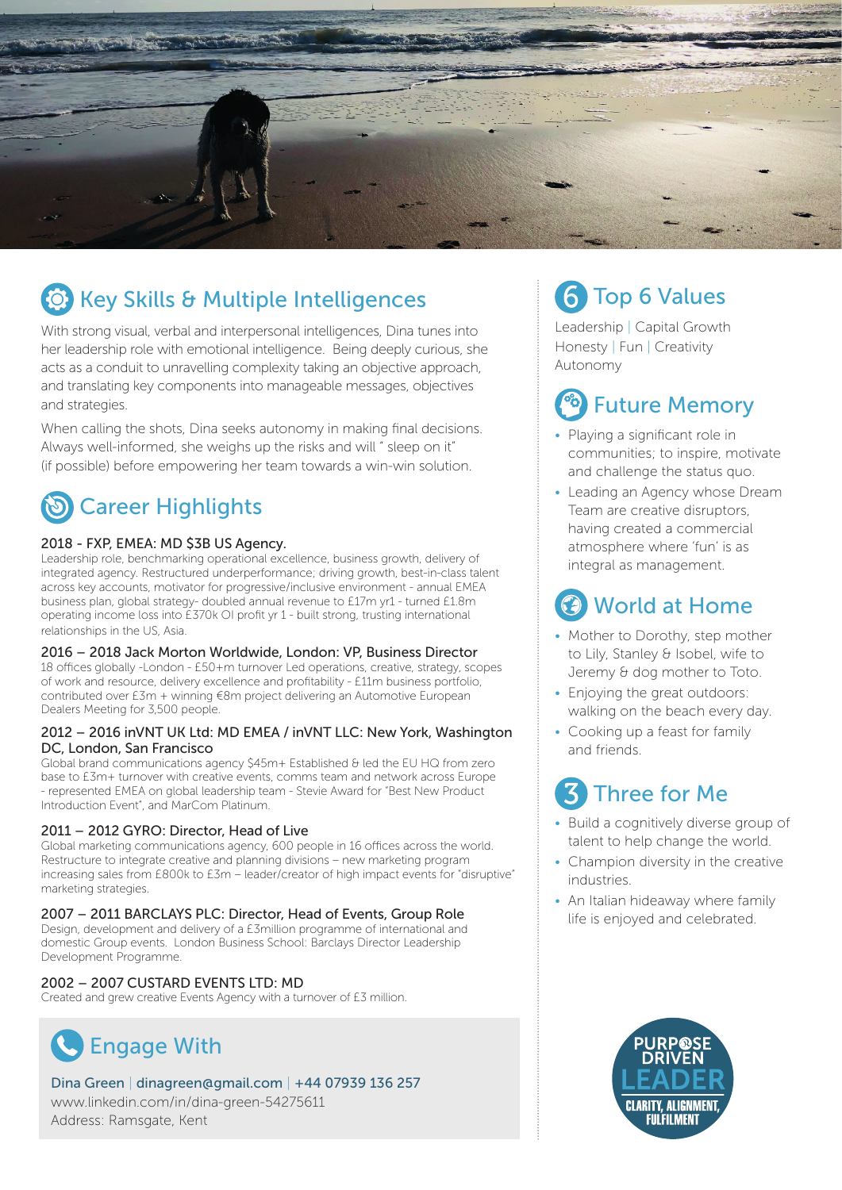## Key Skills & Multiple Intelligences

With strong visual, verbal and interpersonal intelligences, Dina tunes into her leadership role with emotional intelligence. Being deeply curious, she acts as a conduit to unravelling complexity taking an objective approach, and translating key components into manageable messages, objectives and strategies.

When calling the shots, Dina seeks autonomy in making final decisions. Always well-informed, she weighs up the risks and will " sleep on it" (if possible) before empowering her team towards a win-win solution.

## Career Highlights

**2018 - FXP, EMEA: MD $3B US Agency.**
Leadership role, benchmarking operational excellence, business growth, delivery of integrated agency. Restructured underperformance; driving growth, best-in-class talent across key accounts, motivator for progressive/inclusive environment - annual EMEA business plan, global strategy- doubled annual revenue to £17m yr1 - turned £1.8m operating income loss into £370k OI profit yr 1 - built strong, trusting international relationships in the US, Asia.

**2016 – 2018 Jack Morton Worldwide, London: VP, Business Director**
18 offices globally -London - £50+m turnover Led operations, creative, strategy, scopes of work and resource, delivery excellence and profitability - £11m business portfolio, contributed over £3m + winning €8m project delivering an Automotive European Dealers Meeting for 3,500 people.

**2012 – 2016 inVNT UK Ltd: MD EMEA / inVNT LLC: New York, Washington DC, London, San Francisco**
Global brand communications agency $45m+ Established & led the EU HQ from zero base to £3m+ turnover with creative events, comms team and network across Europe - represented EMEA on global leadership team - Stevie Award for "Best New Product Introduction Event", and MarCom Platinum.

**2011 – 2012 GYRO: Director, Head of Live**
Global marketing communications agency, 600 people in 16 offices across the world. Restructure to integrate creative and planning divisions – new marketing program increasing sales from £800k to £3m – leader/creator of high impact events for "disruptive" marketing strategies.

**2007 – 2011 BARCLAYS PLC: Director, Head of Events, Group Role**
Design, development and delivery of a £3million programme of international and domestic Group events. London Business School: Barclays Director Leadership Development Programme.

**2002 – 2007 CUSTARD EVENTS LTD: MD**
Created and grew creative Events Agency with a turnover of £3 million.

## Engage With

Dina Green | dinagreen@gmail.com | +44 07939 136 257
www.linkedin.com/in/dina-green-54275611
Address: Ramsgate, Kent

## 6 Top 6 Values

Leadership | Capital Growth
Honesty | Fun | Creativity
Autonomy

## Future Memory

- Playing a significant role in communities; to inspire, motivate and challenge the status quo.
- Leading an Agency whose Dream Team are creative disruptors, having created a commercial atmosphere where 'fun' is as integral as management.

## World at Home

- Mother to Dorothy, step mother to Lily, Stanley & Isobel, wife to Jeremy & dog mother to Toto.
- Enjoying the great outdoors: walking on the beach every day.
- Cooking up a feast for family and friends.

## 3 Three for Me

- Build a cognitively diverse group of talent to help change the world.
- Champion diversity in the creative industries.
- An Italian hideaway where family life is enjoyed and celebrated.

PURPOSE DRIVEN LEADER
CLARITY, ALIGNMENT, FULFILMENT